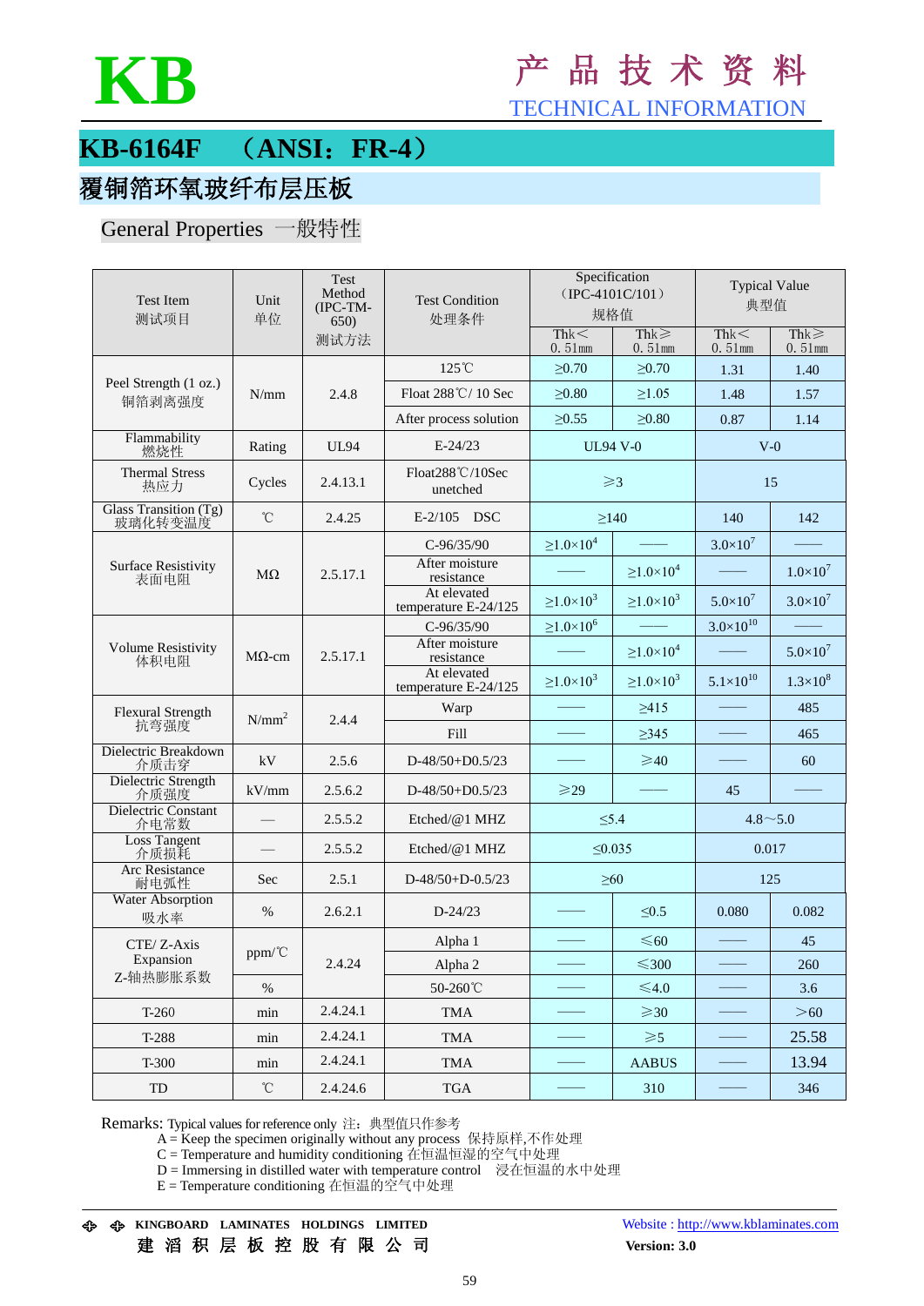KB

# 产 品 技 术 资 料
TECHNICAL INFORMATION

## KB-6164F （ANSI：FR-4）

## 覆铜箔环氧玻纤布层压板

### General Properties 一般特性

| Test Item 测试项目 | Unit 单位 | Test Method (IPC-TM-650) 测试方法 | Test Condition 处理条件 | Specification （IPC-4101C/101） 规格值 | | Typical Value 典型值 | |
|---|---|---|---|---|---|---|---|
| | | | | Thk＜ 0.51㎜ | Thk≥ 0.51㎜ | Thk＜ 0.51㎜ | Thk≥ 0.51㎜ |
| Peel Strength (1 oz.) 铜箔剥离强度 | N/mm | 2.4.8 | 125℃ | ≥0.70 | ≥0.70 | 1.31 | 1.40 |
| | | | Float 288℃/ 10 Sec | ≥0.80 | ≥1.05 | 1.48 | 1.57 |
| | | | After process solution | ≥0.55 | ≥0.80 | 0.87 | 1.14 |
| Flammability 燃烧性 | Rating | UL94 | E-24/23 | UL94 V-0 | | V-0 | |
| Thermal Stress 热应力 | Cycles | 2.4.13.1 | Float288℃/10Sec unetched | ≥3 | | 15 | |
| Glass Transition (Tg) 玻璃化转变温度 | ℃ | 2.4.25 | E-2/105 DSC | ≥140 | | 140 | 142 |
| Surface Resistivity 表面电阻 | MΩ | 2.5.17.1 | C-96/35/90 | ≥$1.0\times10^4$ | —— | $3.0\times10^7$ | —— |
| | | | After moisture resistance | —— | ≥$1.0\times10^4$ | —— | $1.0\times10^7$ |
| | | | At elevated temperature E-24/125 | ≥$1.0\times10^3$ | ≥$1.0\times10^3$ | $5.0\times10^7$ | $3.0\times10^7$ |
| Volume Resistivity 体积电阻 | MΩ-cm | 2.5.17.1 | C-96/35/90 | ≥$1.0\times10^6$ | —— | $3.0\times10^{10}$ | —— |
| | | | After moisture resistance | —— | ≥$1.0\times10^4$ | —— | $5.0\times10^7$ |
| | | | At elevated temperature E-24/125 | ≥$1.0\times10^3$ | ≥$1.0\times10^3$ | $5.1\times10^{10}$ | $1.3\times10^8$ |
| Flexural Strength 抗弯强度 | N/mm$^2$ | 2.4.4 | Warp | —— | ≥415 | —— | 485 |
| | | | Fill | —— | ≥345 | —— | 465 |
| Dielectric Breakdown 介质击穿 | kV | 2.5.6 | D-48/50+D0.5/23 | —— | ≥40 | —— | 60 |
| Dielectric Strength 介质强度 | kV/mm | 2.5.6.2 | D-48/50+D0.5/23 | ≥29 | —— | 45 | —— |
| Dielectric Constant 介电常数 | — | 2.5.5.2 | Etched/@1 MHZ | ≤5.4 | | 4.8～5.0 | |
| Loss Tangent 介质损耗 | — | 2.5.5.2 | Etched/@1 MHZ | ≤0.035 | | 0.017 | |
| Arc Resistance 耐电弧性 | Sec | 2.5.1 | D-48/50+D-0.5/23 | ≥60 | | 125 | |
| Water Absorption 吸水率 | % | 2.6.2.1 | D-24/23 | —— | ≤0.5 | 0.080 | 0.082 |
| CTE/ Z-Axis Expansion Z-轴热膨胀系数 | ppm/℃ | 2.4.24 | Alpha 1 | —— | ≤60 | —— | 45 |
| | | | Alpha 2 | —— | ≤300 | —— | 260 |
| | % | | 50-260℃ | —— | ≤4.0 | —— | 3.6 |
| T-260 | min | 2.4.24.1 | TMA | —— | ≥30 | —— | ＞60 |
| T-288 | min | 2.4.24.1 | TMA | —— | ≥5 | —— | 25.58 |
| T-300 | min | 2.4.24.1 | TMA | —— | AABUS | —— | 13.94 |
| TD | ℃ | 2.4.24.6 | TGA | —— | 310 | —— | 346 |

Remarks: Typical values for reference only 注：典型值只作参考

A = Keep the specimen originally without any process 保持原样,不作处理
C = Temperature and humidity conditioning 在恒温恒湿的空气中处理
D = Immersing in distilled water with temperature control 浸在恒温的水中处理
E = Temperature conditioning 在恒温的空气中处理

KINGBOARD LAMINATES HOLDINGS LIMITED
建 滔 积 层 板 控 股 有 限 公 司

Website : http://www.kblaminates.com
Version: 3.0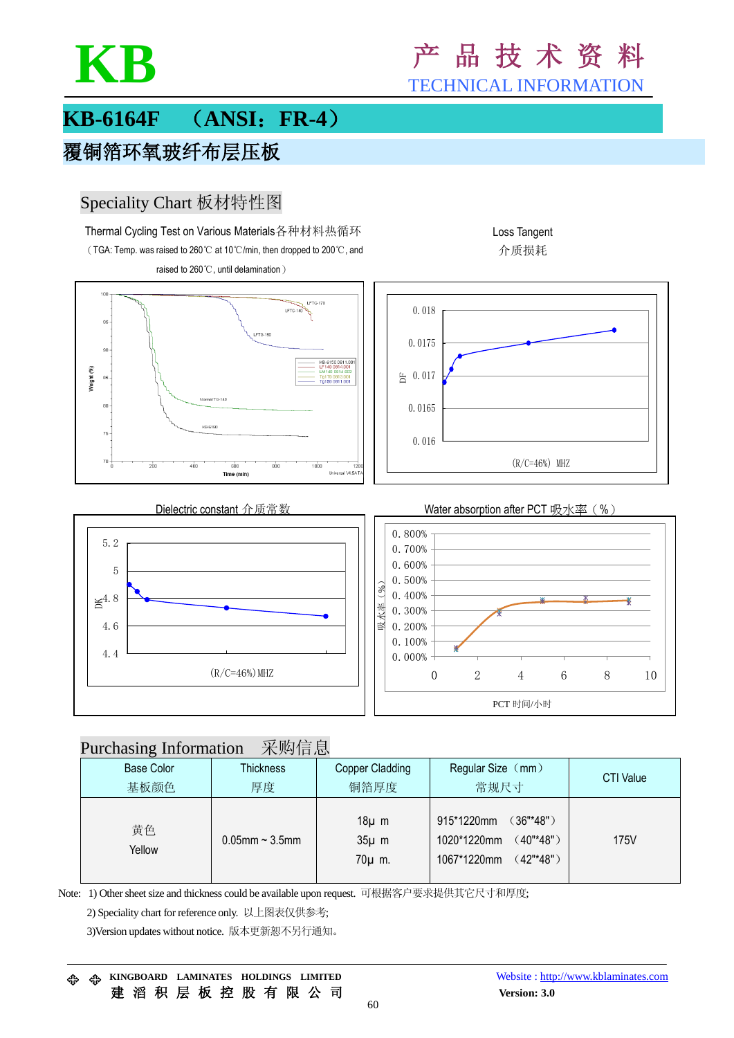# KB-6164F （ANSI：FR-4）

## 覆铜箔环氧玻纤布层压板

### Speciality Chart 板材特性图

Thermal Cycling Test on Various Materials各种材料热循环

（TGA: Temp. was raised to 260℃ at 10℃/min, then dropped to 200℃, and raised to 260℃, until delamination）

Weight (%)

100
95
90
85
80
75
70

0
200
400
600
800
1000
1200

Time (min)

LFTG-170
LFTG-140
LFTG-150
Normal TG-140
KB-6150

KB-6150.0811.001
LF140.0814.001
LM140.0814.002
Tg170.0813.001
Tg150.0811.001

Universal V4.5A TA

Loss Tangent
介质损耗

DF

0.018
0.0175
0.017
0.0165
0.016

(R/C=46%) MHZ

Dielectric constant 介质常数

DK

5.2
5
4.8
4.6
4.4

(R/C=46%) MHZ

Water absorption after PCT 吸水率（%）

吸水率（%）

0.800%
0.700%
0.600%
0.500%
0.400%
0.300%
0.200%
0.100%
0.000%

0
2
4
6
8
10

PCT 时间/小时

### Purchasing Information 采购信息

| Base Color<br>基板颜色 | Thickness<br>厚度 | Copper Cladding<br>铜箔厚度 | Regular Size（mm）<br>常规尺寸 | CTI Value |
|---|---|---|---|---|
| 黄色<br>Yellow | 0.05mm ~ 3.5mm | 18μ m<br>35μ m<br>70μ m. | 915*1220mm （36"*48"）<br>1020*1220mm （40"*48"）<br>1067*1220mm （42"*48"） | 175V |

Note: 1) Other sheet size and thickness could be available upon request. 可根据客户要求提供其它尺寸和厚度;

2) Speciality chart for reference only. 以上图表仅供参考;

3)Version updates without notice. 版本更新恕不另行通知。